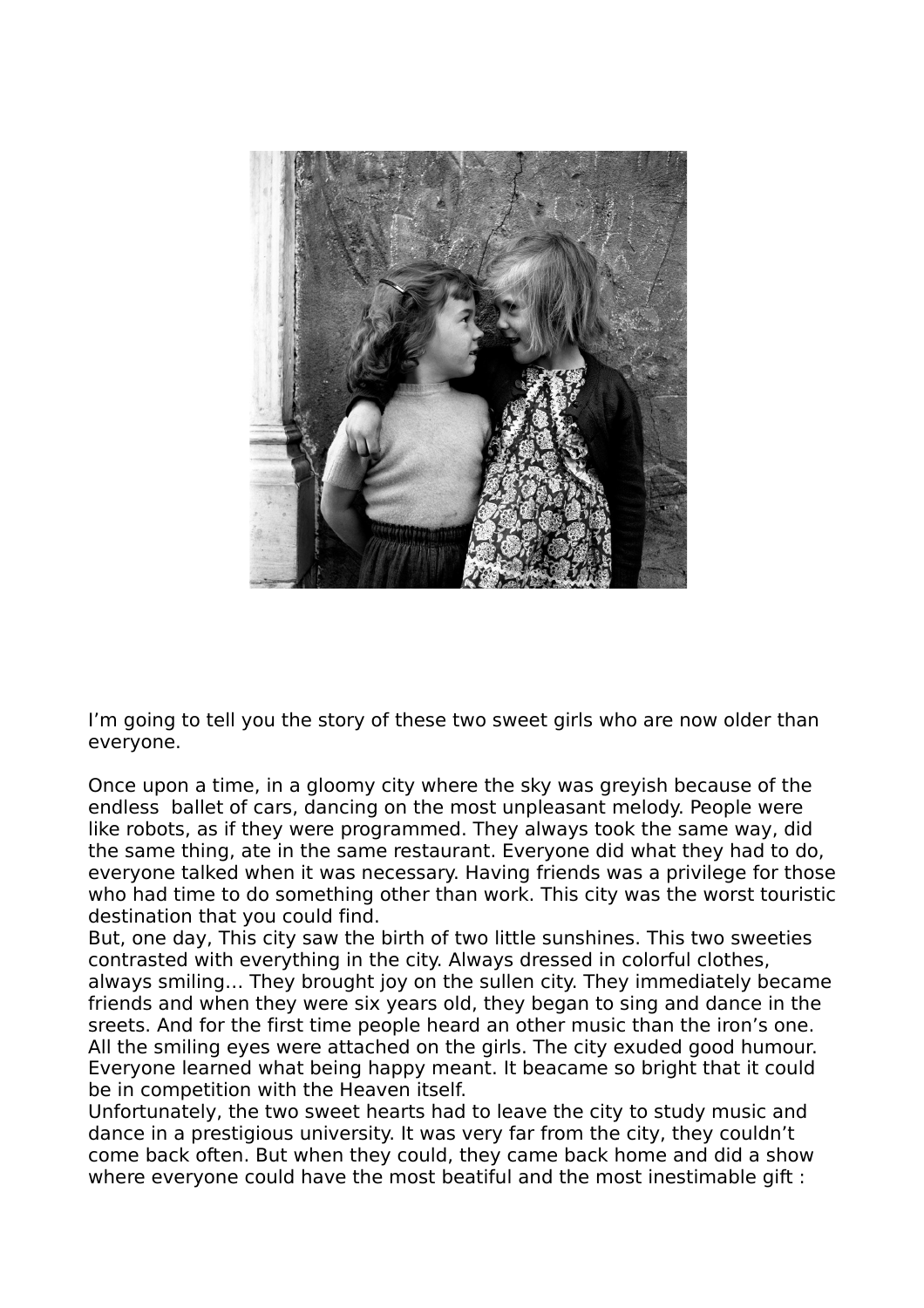I'm going to tell you the story of these two sweet girls who are now older than everyone.

Once upon a time, in a gloomy city where the sky was greyish because of the endless ballet of cars, dancing on the most unpleasant melody. People were like robots, as if they were programmed. They always took the same way, did the same thing, ate in the same restaurant. Everyone did what they had to do, everyone talked when it was necessary. Having friends was a privilege for those who had time to do something other than work. This city was the worst touristic destination that you could find.
But, one day, This city saw the birth of two little sunshines. This two sweeties contrasted with everything in the city. Always dressed in colorful clothes, always smiling… They brought joy on the sullen city. They immediately became friends and when they were six years old, they began to sing and dance in the sreets. And for the first time people heard an other music than the iron's one. All the smiling eyes were attached on the girls. The city exuded good humour. Everyone learned what being happy meant. It beacame so bright that it could be in competition with the Heaven itself.
Unfortunately, the two sweet hearts had to leave the city to study music and dance in a prestigious university. It was very far from the city, they couldn't come back often. But when they could, they came back home and did a show where everyone could have the most beatiful and the most inestimable gift :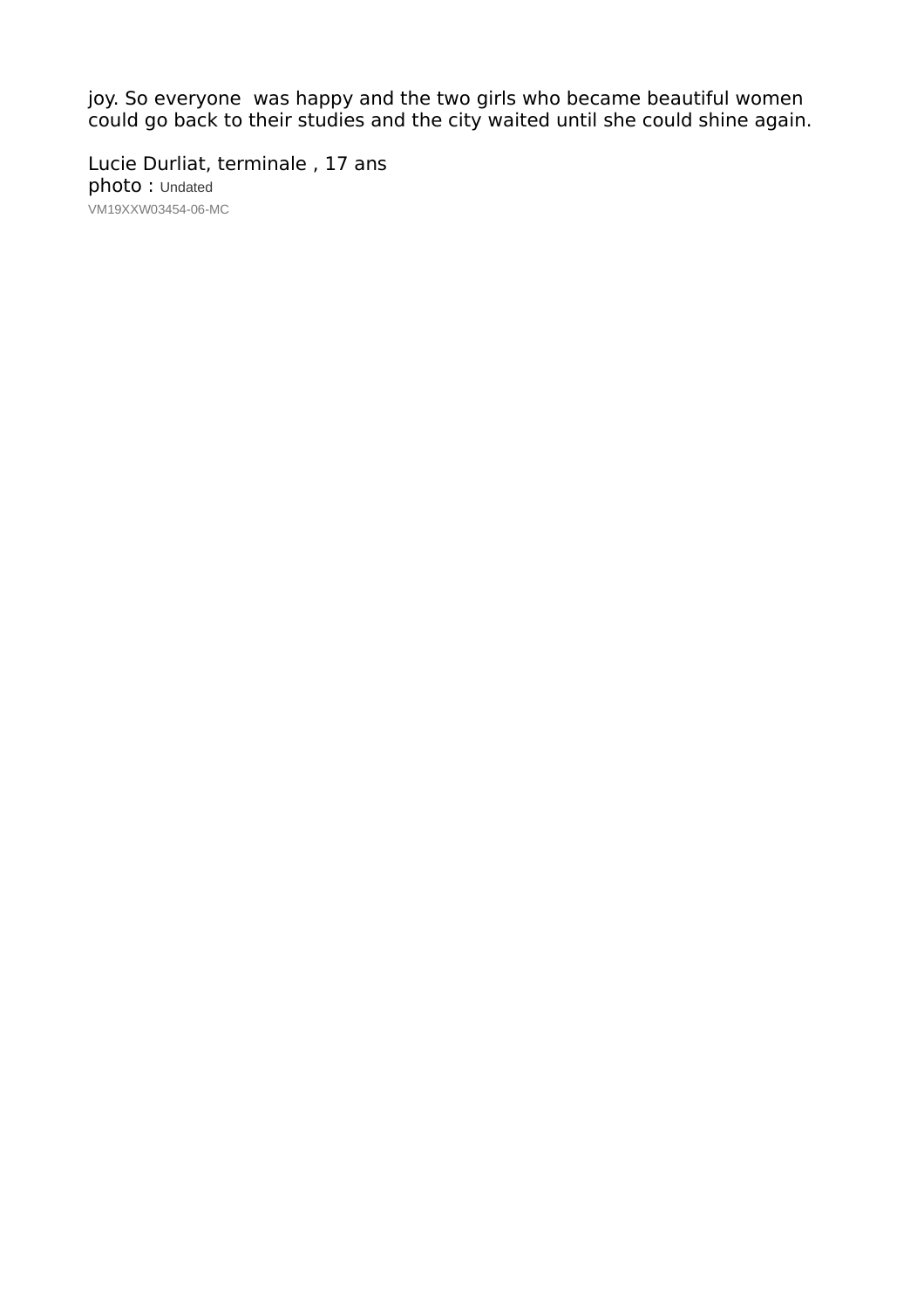joy. So everyone  was happy and the two girls who became beautiful women could go back to their studies and the city waited until she could shine again.

Lucie Durliat, terminale , 17 ans
photo : Undated
VM19XXW03454-06-MC